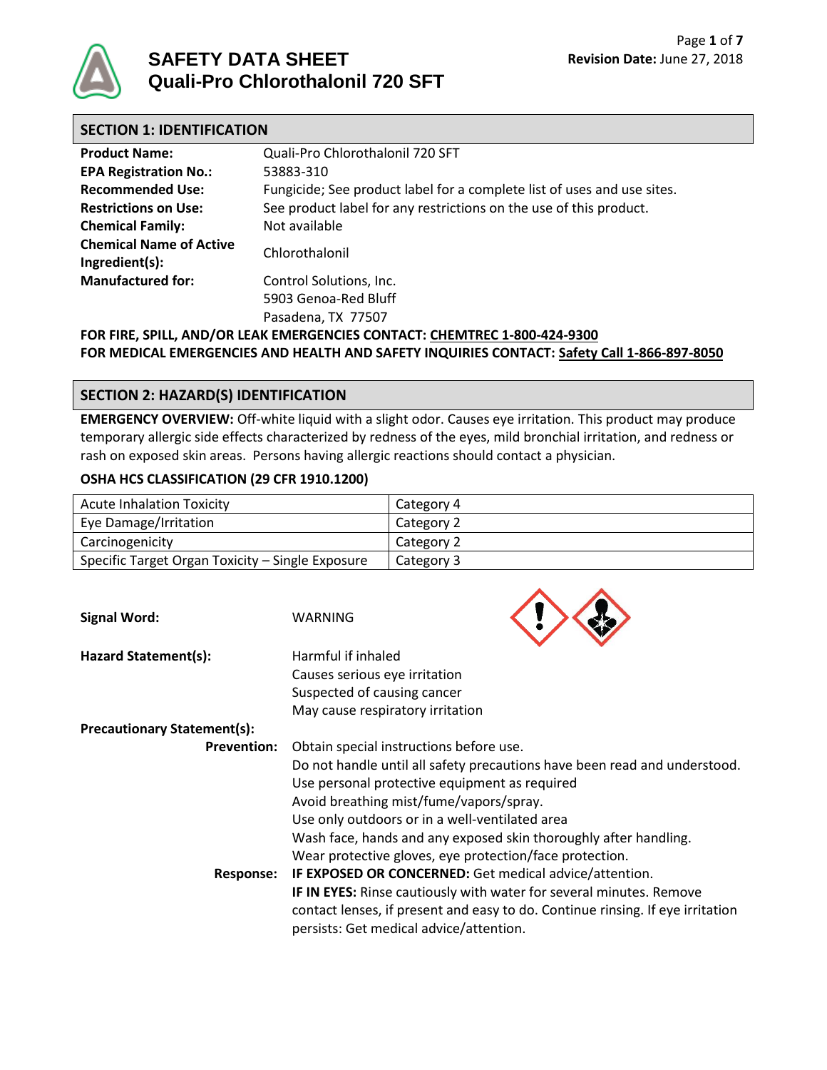# SAFETY DATA SHEET
# Quali-Pro Chlorothalonil 720 SFT

**Revision Date:** June 27, 2018

## SECTION 1: IDENTIFICATION

| | |
|---|---|
| **Product Name:** | Quali-Pro Chlorothalonil 720 SFT |
| **EPA Registration No.:** | 53883-310 |
| **Recommended Use:** | Fungicide; See product label for a complete list of uses and use sites. |
| **Restrictions on Use:** | See product label for any restrictions on the use of this product. |
| **Chemical Family:** | Not available |
| **Chemical Name of Active Ingredient(s):** | Chlorothalonil |
| **Manufactured for:** | Control Solutions, Inc.<br>5903 Genoa-Red Bluff<br>Pasadena, TX 77507 |

**FOR FIRE, SPILL, AND/OR LEAK EMERGENCIES CONTACT: CHEMTREC 1-800-424-9300**
**FOR MEDICAL EMERGENCIES AND HEALTH AND SAFETY INQUIRIES CONTACT: Safety Call 1-866-897-8050**

## SECTION 2: HAZARD(S) IDENTIFICATION

**EMERGENCY OVERVIEW:** Off-white liquid with a slight odor. Causes eye irritation. This product may produce temporary allergic side effects characterized by redness of the eyes, mild bronchial irritation, and redness or rash on exposed skin areas. Persons having allergic reactions should contact a physician.

### OSHA HCS CLASSIFICATION (29 CFR 1910.1200)

| | |
|---|---|
| Acute Inhalation Toxicity | Category 4 |
| Eye Damage/Irritation | Category 2 |
| Carcinogenicity | Category 2 |
| Specific Target Organ Toxicity – Single Exposure | Category 3 |

**Signal Word:** WARNING

**Hazard Statement(s):**
Harmful if inhaled
Causes serious eye irritation
Suspected of causing cancer
May cause respiratory irritation

**Precautionary Statement(s):**

**Prevention:**
Obtain special instructions before use.
Do not handle until all safety precautions have been read and understood.
Use personal protective equipment as required
Avoid breathing mist/fume/vapors/spray.
Use only outdoors or in a well-ventilated area
Wash face, hands and any exposed skin thoroughly after handling.
Wear protective gloves, eye protection/face protection.

**Response:**
**IF EXPOSED OR CONCERNED:** Get medical advice/attention.
**IF IN EYES:** Rinse cautiously with water for several minutes. Remove contact lenses, if present and easy to do. Continue rinsing. If eye irritation persists: Get medical advice/attention.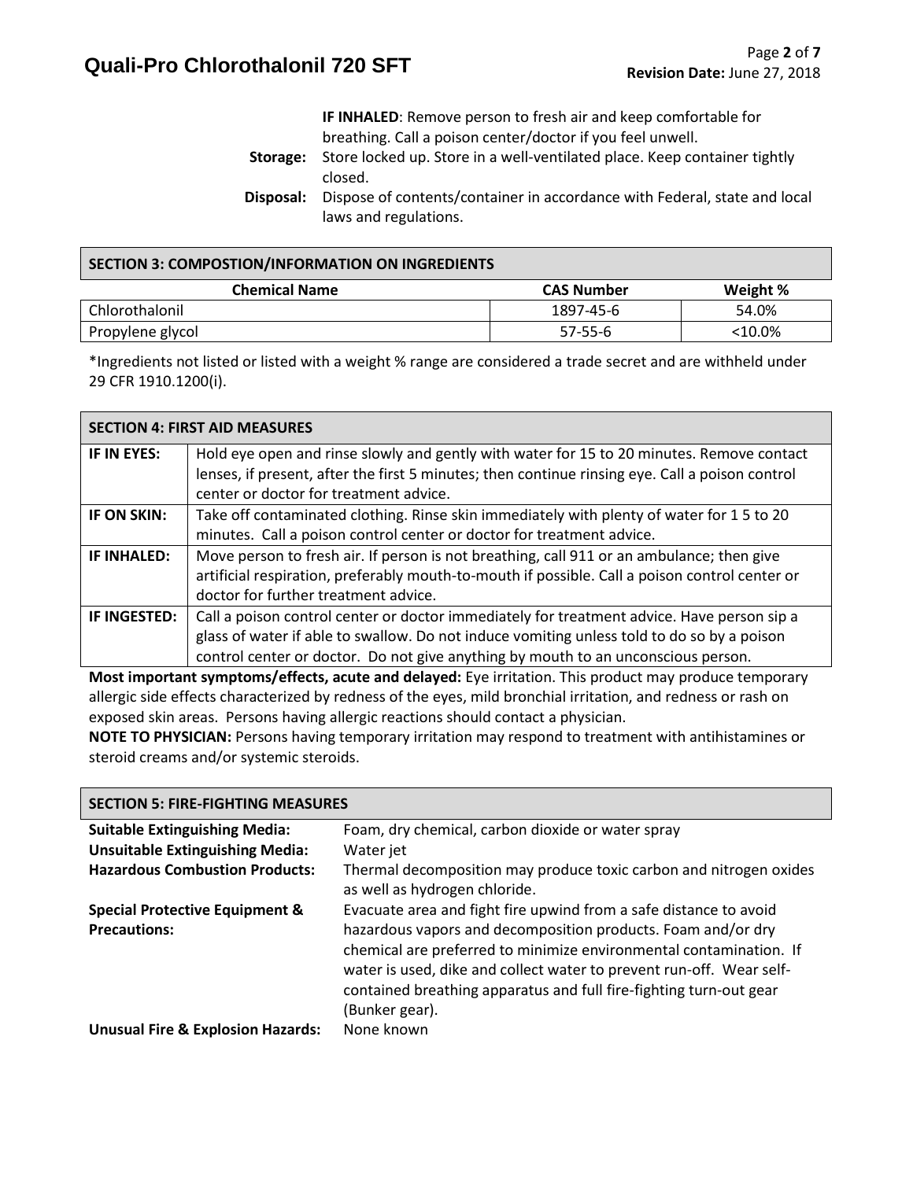**IF INHALED**: Remove person to fresh air and keep comfortable for breathing. Call a poison center/doctor if you feel unwell.

**Storage:** Store locked up. Store in a well-ventilated place. Keep container tightly closed.

**Disposal:** Dispose of contents/container in accordance with Federal, state and local laws and regulations.

## SECTION 3: COMPOSTION/INFORMATION ON INGREDIENTS

| Chemical Name | CAS Number | Weight % |
|---|---|---|
| Chlorothalonil | 1897-45-6 | 54.0% |
| Propylene glycol | 57-55-6 | <10.0% |

*Ingredients not listed or listed with a weight % range are considered a trade secret and are withheld under 29 CFR 1910.1200(i).

## SECTION 4: FIRST AID MEASURES

| | |
|---|---|
| **IF IN EYES:** | Hold eye open and rinse slowly and gently with water for 15 to 20 minutes. Remove contact lenses, if present, after the first 5 minutes; then continue rinsing eye. Call a poison control center or doctor for treatment advice. |
| **IF ON SKIN:** | Take off contaminated clothing. Rinse skin immediately with plenty of water for 1 5 to 20 minutes. Call a poison control center or doctor for treatment advice. |
| **IF INHALED:** | Move person to fresh air. If person is not breathing, call 911 or an ambulance; then give artificial respiration, preferably mouth-to-mouth if possible. Call a poison control center or doctor for further treatment advice. |
| **IF INGESTED:** | Call a poison control center or doctor immediately for treatment advice. Have person sip a glass of water if able to swallow. Do not induce vomiting unless told to do so by a poison control center or doctor. Do not give anything by mouth to an unconscious person. |

**Most important symptoms/effects, acute and delayed:** Eye irritation. This product may produce temporary allergic side effects characterized by redness of the eyes, mild bronchial irritation, and redness or rash on exposed skin areas. Persons having allergic reactions should contact a physician.

**NOTE TO PHYSICIAN:** Persons having temporary irritation may respond to treatment with antihistamines or steroid creams and/or systemic steroids.

## SECTION 5: FIRE-FIGHTING MEASURES

**Suitable Extinguishing Media:** Foam, dry chemical, carbon dioxide or water spray

**Unsuitable Extinguishing Media:** Water jet

**Hazardous Combustion Products:** Thermal decomposition may produce toxic carbon and nitrogen oxides as well as hydrogen chloride.

**Special Protective Equipment & Precautions:** Evacuate area and fight fire upwind from a safe distance to avoid hazardous vapors and decomposition products. Foam and/or dry chemical are preferred to minimize environmental contamination. If water is used, dike and collect water to prevent run-off. Wear self-contained breathing apparatus and full fire-fighting turn-out gear (Bunker gear).

**Unusual Fire & Explosion Hazards:** None known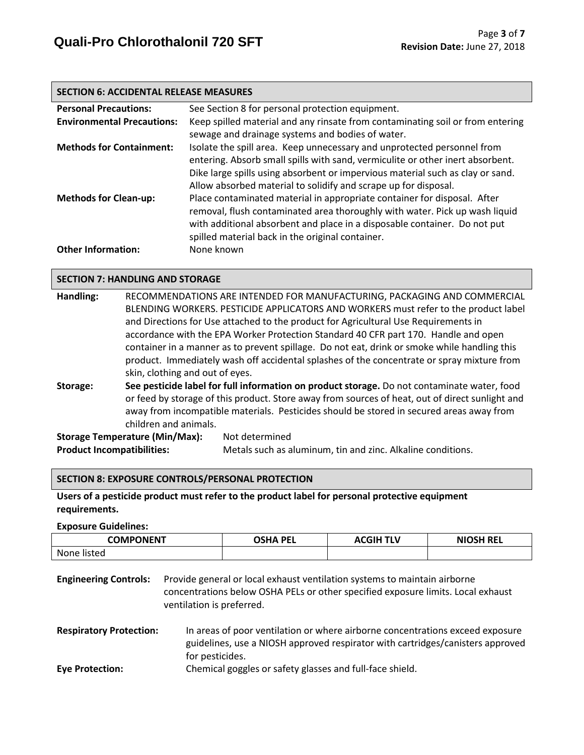## SECTION 6: ACCIDENTAL RELEASE MEASURES

**Personal Precautions:** See Section 8 for personal protection equipment.

**Environmental Precautions:** Keep spilled material and any rinsate from contaminating soil or from entering sewage and drainage systems and bodies of water.

**Methods for Containment:** Isolate the spill area. Keep unnecessary and unprotected personnel from entering. Absorb small spills with sand, vermiculite or other inert absorbent. Dike large spills using absorbent or impervious material such as clay or sand. Allow absorbed material to solidify and scrape up for disposal.

**Methods for Clean-up:** Place contaminated material in appropriate container for disposal. After removal, flush contaminated area thoroughly with water. Pick up wash liquid with additional absorbent and place in a disposable container. Do not put spilled material back in the original container.

**Other Information:** None known

## SECTION 7: HANDLING AND STORAGE

**Handling:** RECOMMENDATIONS ARE INTENDED FOR MANUFACTURING, PACKAGING AND COMMERCIAL BLENDING WORKERS. PESTICIDE APPLICATORS AND WORKERS must refer to the product label and Directions for Use attached to the product for Agricultural Use Requirements in accordance with the EPA Worker Protection Standard 40 CFR part 170. Handle and open container in a manner as to prevent spillage. Do not eat, drink or smoke while handling this product. Immediately wash off accidental splashes of the concentrate or spray mixture from skin, clothing and out of eyes.

**Storage:** **See pesticide label for full information on product storage.** Do not contaminate water, food or feed by storage of this product. Store away from sources of heat, out of direct sunlight and away from incompatible materials. Pesticides should be stored in secured areas away from children and animals.

**Storage Temperature (Min/Max):** Not determined

**Product Incompatibilities:** Metals such as aluminum, tin and zinc. Alkaline conditions.

## SECTION 8: EXPOSURE CONTROLS/PERSONAL PROTECTION

**Users of a pesticide product must refer to the product label for personal protective equipment requirements.**

**Exposure Guidelines:**

| COMPONENT | OSHA PEL | ACGIH TLV | NIOSH REL |
|---|---|---|---|
| None listed | | | |

**Engineering Controls:** Provide general or local exhaust ventilation systems to maintain airborne concentrations below OSHA PELs or other specified exposure limits. Local exhaust ventilation is preferred.

**Respiratory Protection:** In areas of poor ventilation or where airborne concentrations exceed exposure guidelines, use a NIOSH approved respirator with cartridges/canisters approved for pesticides.

**Eye Protection:** Chemical goggles or safety glasses and full-face shield.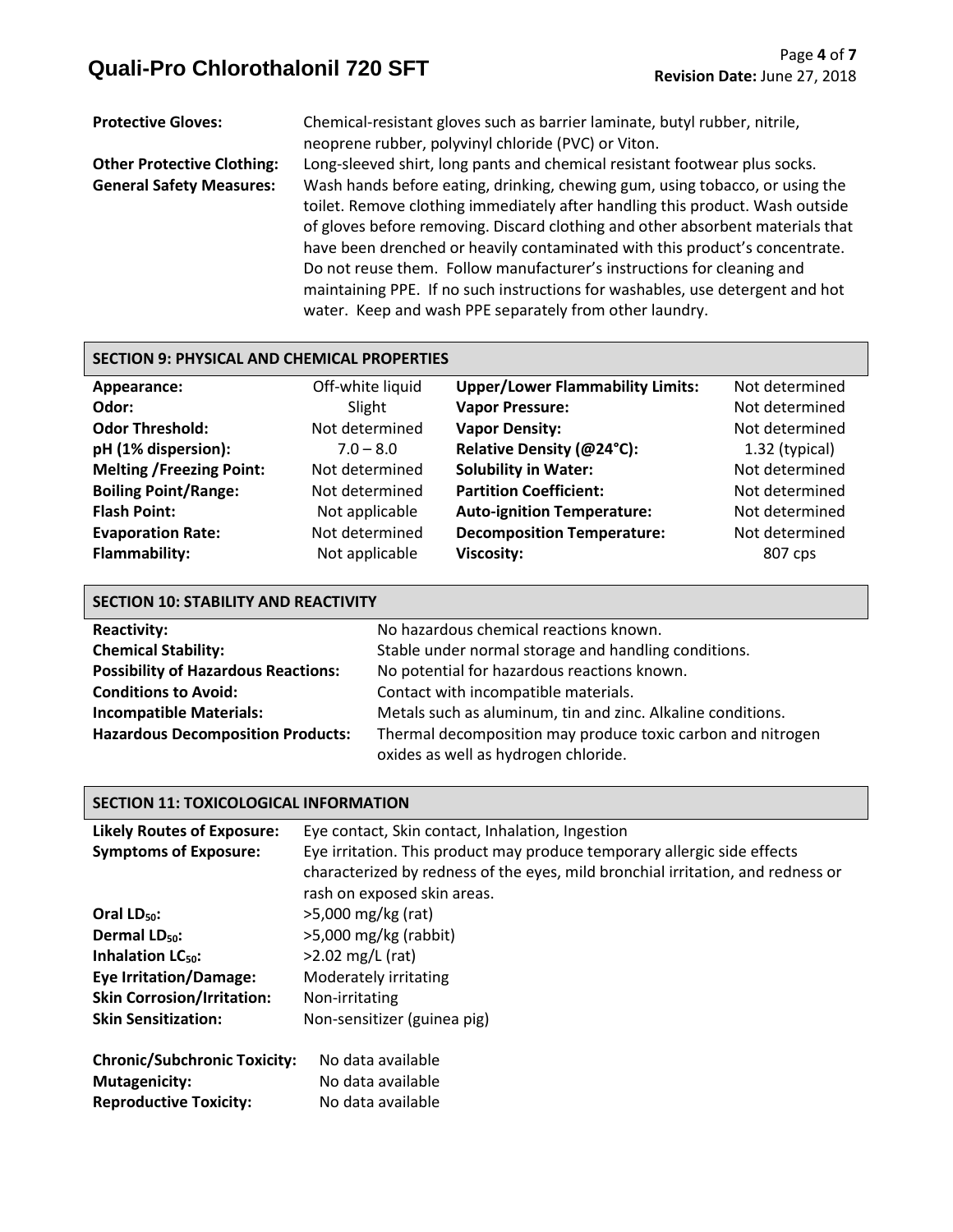**Protective Gloves:** Chemical-resistant gloves such as barrier laminate, butyl rubber, nitrile, neoprene rubber, polyvinyl chloride (PVC) or Viton.

**Other Protective Clothing:** Long-sleeved shirt, long pants and chemical resistant footwear plus socks.

**General Safety Measures:** Wash hands before eating, drinking, chewing gum, using tobacco, or using the toilet. Remove clothing immediately after handling this product. Wash outside of gloves before removing. Discard clothing and other absorbent materials that have been drenched or heavily contaminated with this product's concentrate. Do not reuse them. Follow manufacturer's instructions for cleaning and maintaining PPE. If no such instructions for washables, use detergent and hot water. Keep and wash PPE separately from other laundry.

## SECTION 9: PHYSICAL AND CHEMICAL PROPERTIES

| | | | |
|---|---|---|---|
| **Appearance:** | Off-white liquid | **Upper/Lower Flammability Limits:** | Not determined |
| **Odor:** | Slight | **Vapor Pressure:** | Not determined |
| **Odor Threshold:** | Not determined | **Vapor Density:** | Not determined |
| **pH (1% dispersion):** | 7.0 – 8.0 | **Relative Density (@24°C):** | 1.32 (typical) |
| **Melting /Freezing Point:** | Not determined | **Solubility in Water:** | Not determined |
| **Boiling Point/Range:** | Not determined | **Partition Coefficient:** | Not determined |
| **Flash Point:** | Not applicable | **Auto-ignition Temperature:** | Not determined |
| **Evaporation Rate:** | Not determined | **Decomposition Temperature:** | Not determined |
| **Flammability:** | Not applicable | **Viscosity:** | 807 cps |

## SECTION 10: STABILITY AND REACTIVITY

**Reactivity:** No hazardous chemical reactions known.

**Chemical Stability:** Stable under normal storage and handling conditions.

**Possibility of Hazardous Reactions:** No potential for hazardous reactions known.

**Conditions to Avoid:** Contact with incompatible materials.

**Incompatible Materials:** Metals such as aluminum, tin and zinc. Alkaline conditions.

**Hazardous Decomposition Products:** Thermal decomposition may produce toxic carbon and nitrogen oxides as well as hydrogen chloride.

## SECTION 11: TOXICOLOGICAL INFORMATION

**Likely Routes of Exposure:** Eye contact, Skin contact, Inhalation, Ingestion

**Symptoms of Exposure:** Eye irritation. This product may produce temporary allergic side effects characterized by redness of the eyes, mild bronchial irritation, and redness or rash on exposed skin areas.

**Oral $LD_{50}$:** >5,000 mg/kg (rat)

**Dermal $LD_{50}$:** >5,000 mg/kg (rabbit)

**Inhalation $LC_{50}$:** >2.02 mg/L (rat)

**Eye Irritation/Damage:** Moderately irritating

**Skin Corrosion/Irritation:** Non-irritating

**Skin Sensitization:** Non-sensitizer (guinea pig)

**Chronic/Subchronic Toxicity:** No data available

**Mutagenicity:** No data available

**Reproductive Toxicity:** No data available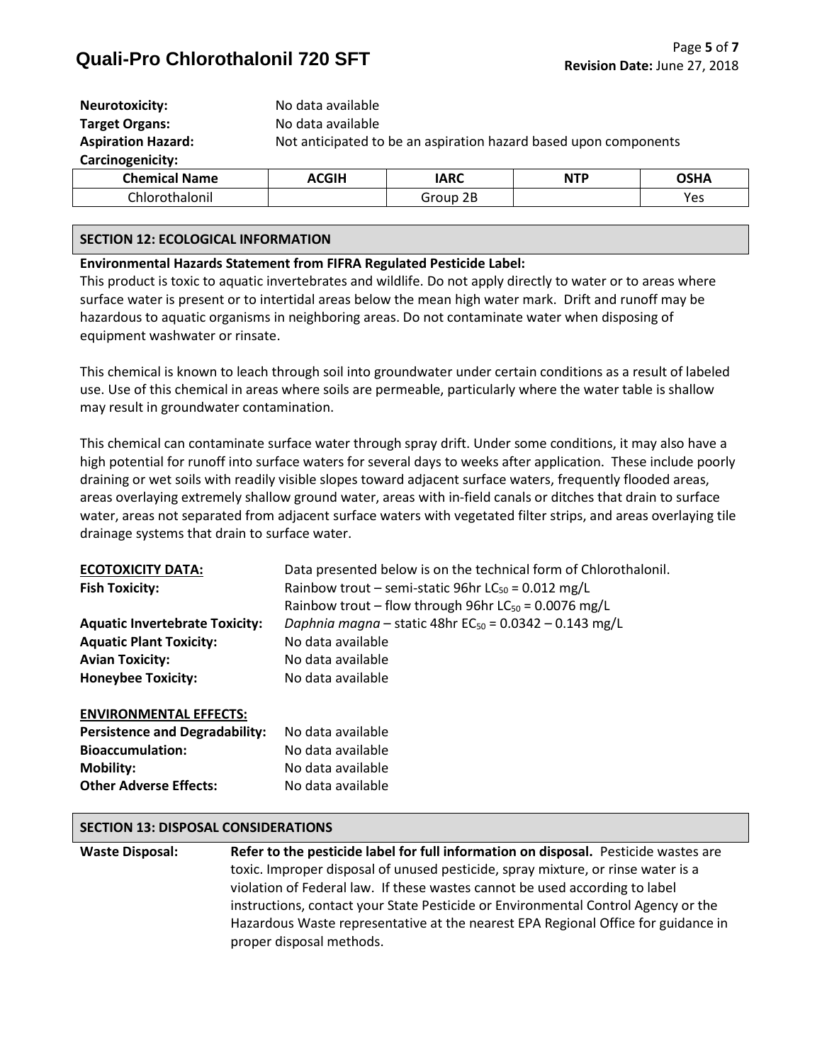**Neurotoxicity:** No data available

**Target Organs:** No data available

**Aspiration Hazard:** Not anticipated to be an aspiration hazard based upon components

**Carcinogenicity:**

| Chemical Name | ACGIH | IARC | NTP | OSHA |
|---|---|---|---|---|
| Chlorothalonil | | Group 2B | | Yes |

## SECTION 12: ECOLOGICAL INFORMATION

**Environmental Hazards Statement from FIFRA Regulated Pesticide Label:**

This product is toxic to aquatic invertebrates and wildlife. Do not apply directly to water or to areas where surface water is present or to intertidal areas below the mean high water mark. Drift and runoff may be hazardous to aquatic organisms in neighboring areas. Do not contaminate water when disposing of equipment washwater or rinsate.

This chemical is known to leach through soil into groundwater under certain conditions as a result of labeled use. Use of this chemical in areas where soils are permeable, particularly where the water table is shallow may result in groundwater contamination.

This chemical can contaminate surface water through spray drift. Under some conditions, it may also have a high potential for runoff into surface waters for several days to weeks after application. These include poorly draining or wet soils with readily visible slopes toward adjacent surface waters, frequently flooded areas, areas overlaying extremely shallow ground water, areas with in-field canals or ditches that drain to surface water, areas not separated from adjacent surface waters with vegetated filter strips, and areas overlaying tile drainage systems that drain to surface water.

**ECOTOXICITY DATA:** Data presented below is on the technical form of Chlorothalonil.

**Fish Toxicity:** Rainbow trout – semi-static 96hr $LC_{50}$ = 0.012 mg/L
Rainbow trout – flow through 96hr $LC_{50}$ = 0.0076 mg/L

**Aquatic Invertebrate Toxicity:** *Daphnia magna* – static 48hr $EC_{50}$ = 0.0342 – 0.143 mg/L

**Aquatic Plant Toxicity:** No data available

**Avian Toxicity:** No data available

**Honeybee Toxicity:** No data available

**ENVIRONMENTAL EFFECTS:**

**Persistence and Degradability:** No data available

**Bioaccumulation:** No data available

**Mobility:** No data available

**Other Adverse Effects:** No data available

## SECTION 13: DISPOSAL CONSIDERATIONS

**Waste Disposal:** **Refer to the pesticide label for full information on disposal.** Pesticide wastes are toxic. Improper disposal of unused pesticide, spray mixture, or rinse water is a violation of Federal law. If these wastes cannot be used according to label instructions, contact your State Pesticide or Environmental Control Agency or the Hazardous Waste representative at the nearest EPA Regional Office for guidance in proper disposal methods.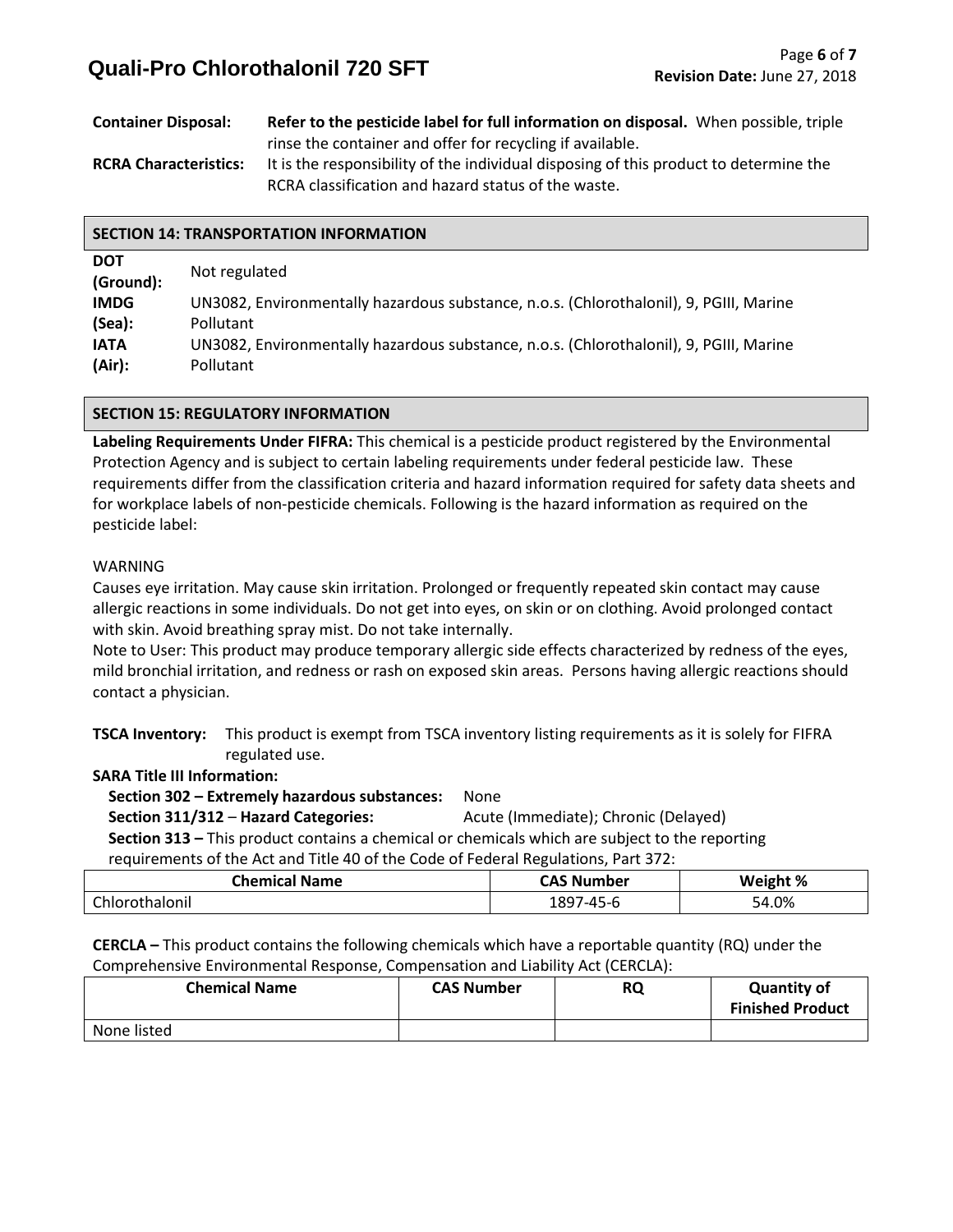**Container Disposal:** **Refer to the pesticide label for full information on disposal.** When possible, triple rinse the container and offer for recycling if available.

**RCRA Characteristics:** It is the responsibility of the individual disposing of this product to determine the RCRA classification and hazard status of the waste.

## SECTION 14: TRANSPORTATION INFORMATION

| | |
|---|---|
| **DOT (Ground):** | Not regulated |
| **IMDG (Sea):** | UN3082, Environmentally hazardous substance, n.o.s. (Chlorothalonil), 9, PGIII, Marine Pollutant |
| **IATA (Air):** | UN3082, Environmentally hazardous substance, n.o.s. (Chlorothalonil), 9, PGIII, Marine Pollutant |

## SECTION 15: REGULATORY INFORMATION

**Labeling Requirements Under FIFRA:** This chemical is a pesticide product registered by the Environmental Protection Agency and is subject to certain labeling requirements under federal pesticide law. These requirements differ from the classification criteria and hazard information required for safety data sheets and for workplace labels of non-pesticide chemicals. Following is the hazard information as required on the pesticide label:

WARNING

Causes eye irritation. May cause skin irritation. Prolonged or frequently repeated skin contact may cause allergic reactions in some individuals. Do not get into eyes, on skin or on clothing. Avoid prolonged contact with skin. Avoid breathing spray mist. Do not take internally.

Note to User: This product may produce temporary allergic side effects characterized by redness of the eyes, mild bronchial irritation, and redness or rash on exposed skin areas. Persons having allergic reactions should contact a physician.

**TSCA Inventory:** This product is exempt from TSCA inventory listing requirements as it is solely for FIFRA regulated use.

**SARA Title III Information:**

**Section 302 – Extremely hazardous substances:** None

**Section 311/312 – Hazard Categories:** Acute (Immediate); Chronic (Delayed)

**Section 313 –** This product contains a chemical or chemicals which are subject to the reporting requirements of the Act and Title 40 of the Code of Federal Regulations, Part 372:

| Chemical Name | CAS Number | Weight % |
|---|---|---|
| Chlorothalonil | 1897-45-6 | 54.0% |

**CERCLA –** This product contains the following chemicals which have a reportable quantity (RQ) under the Comprehensive Environmental Response, Compensation and Liability Act (CERCLA):

| Chemical Name | CAS Number | RQ | Quantity of Finished Product |
|---|---|---|---|
| None listed | | | |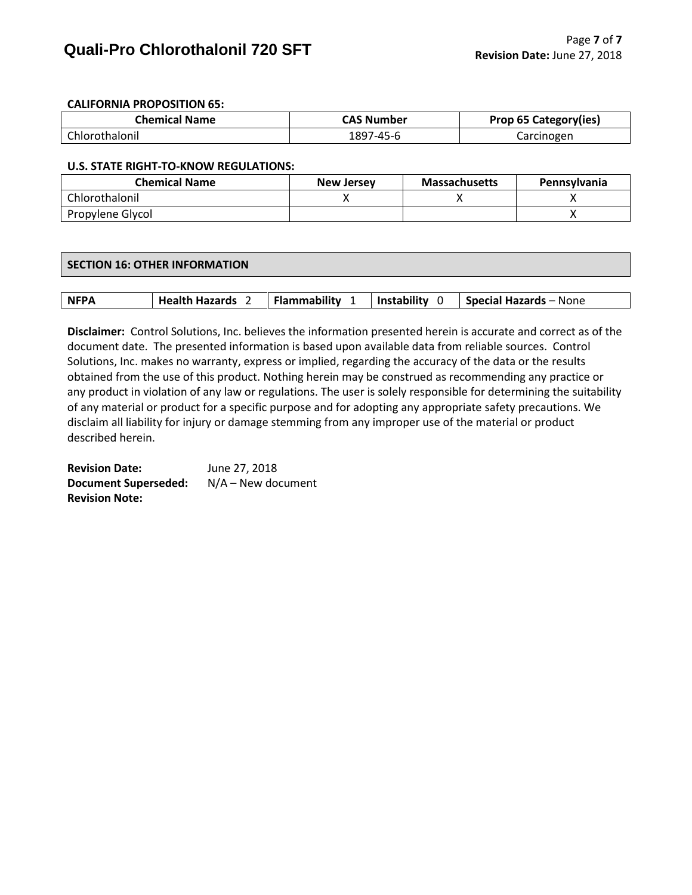**CALIFORNIA PROPOSITION 65:**

| Chemical Name | CAS Number | Prop 65 Category(ies) |
|---|---|---|
| Chlorothalonil | 1897-45-6 | Carcinogen |

**U.S. STATE RIGHT-TO-KNOW REGULATIONS:**

| Chemical Name | New Jersey | Massachusetts | Pennsylvania |
|---|---|---|---|
| Chlorothalonil | X | X | X |
| Propylene Glycol | | | X |

## SECTION 16: OTHER INFORMATION

| | | | | |
|---|---|---|---|---|
| **NFPA** | **Health Hazards** 2 | **Flammability** 1 | **Instability** 0 | **Special Hazards** – None |

**Disclaimer:** Control Solutions, Inc. believes the information presented herein is accurate and correct as of the document date. The presented information is based upon available data from reliable sources. Control Solutions, Inc. makes no warranty, express or implied, regarding the accuracy of the data or the results obtained from the use of this product. Nothing herein may be construed as recommending any practice or any product in violation of any law or regulations. The user is solely responsible for determining the suitability of any material or product for a specific purpose and for adopting any appropriate safety precautions. We disclaim all liability for injury or damage stemming from any improper use of the material or product described herein.

**Revision Date:** June 27, 2018
**Document Superseded:** N/A – New document
**Revision Note:**